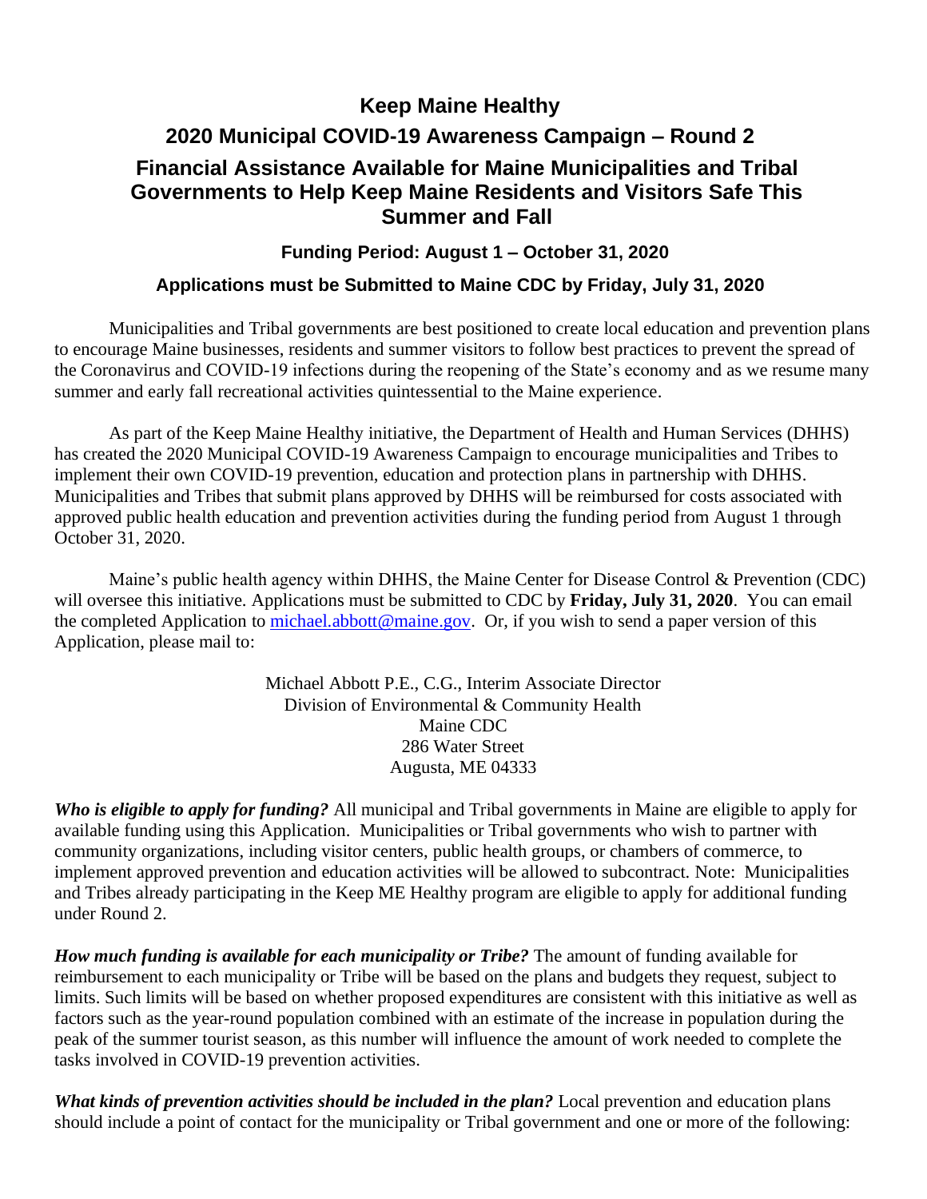# Keep Maine Healthy

## 2020 Municipal COVID-19 Awareness Campaign – Round 2

## Financial Assistance Available for Maine Municipalities and Tribal Governments to Help Keep Maine Residents and Visitors Safe This Summer and Fall

### Funding Period: August 1 – October 31, 2020

### Applications must be Submitted to Maine CDC by Friday, July 31, 2020

Municipalities and Tribal governments are best positioned to create local education and prevention plans to encourage Maine businesses, residents and summer visitors to follow best practices to prevent the spread of the Coronavirus and COVID-19 infections during the reopening of the State's economy and as we resume many summer and early fall recreational activities quintessential to the Maine experience.

As part of the Keep Maine Healthy initiative, the Department of Health and Human Services (DHHS) has created the 2020 Municipal COVID-19 Awareness Campaign to encourage municipalities and Tribes to implement their own COVID-19 prevention, education and protection plans in partnership with DHHS. Municipalities and Tribes that submit plans approved by DHHS will be reimbursed for costs associated with approved public health education and prevention activities during the funding period from August 1 through October 31, 2020.

Maine's public health agency within DHHS, the Maine Center for Disease Control & Prevention (CDC) will oversee this initiative. Applications must be submitted to CDC by **Friday, July 31, 2020**. You can email the completed Application to michael.abbott@maine.gov. Or, if you wish to send a paper version of this Application, please mail to:

Michael Abbott P.E., C.G., Interim Associate Director  
Division of Environmental & Community Health  
Maine CDC  
286 Water Street  
Augusta, ME 04333

***Who is eligible to apply for funding?*** All municipal and Tribal governments in Maine are eligible to apply for available funding using this Application. Municipalities or Tribal governments who wish to partner with community organizations, including visitor centers, public health groups, or chambers of commerce, to implement approved prevention and education activities will be allowed to subcontract. Note: Municipalities and Tribes already participating in the Keep ME Healthy program are eligible to apply for additional funding under Round 2.

***How much funding is available for each municipality or Tribe?*** The amount of funding available for reimbursement to each municipality or Tribe will be based on the plans and budgets they request, subject to limits. Such limits will be based on whether proposed expenditures are consistent with this initiative as well as factors such as the year-round population combined with an estimate of the increase in population during the peak of the summer tourist season, as this number will influence the amount of work needed to complete the tasks involved in COVID-19 prevention activities.

***What kinds of prevention activities should be included in the plan?*** Local prevention and education plans should include a point of contact for the municipality or Tribal government and one or more of the following: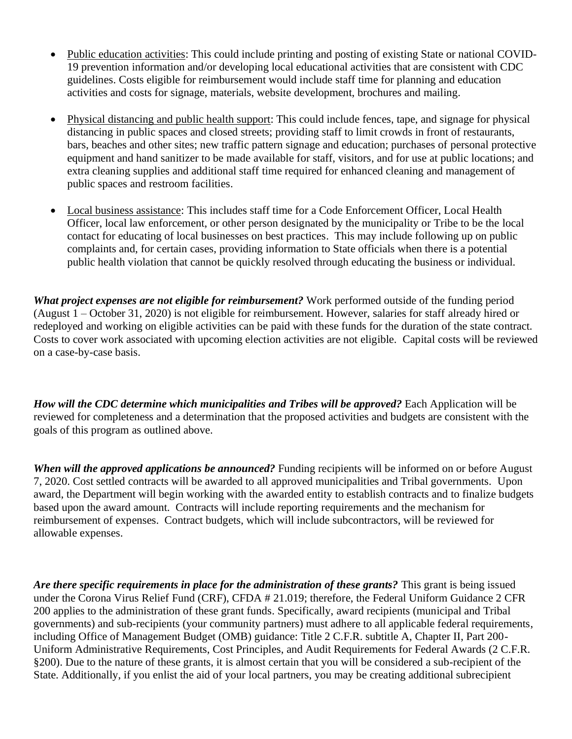- Public education activities: This could include printing and posting of existing State or national COVID-19 prevention information and/or developing local educational activities that are consistent with CDC guidelines. Costs eligible for reimbursement would include staff time for planning and education activities and costs for signage, materials, website development, brochures and mailing.

- Physical distancing and public health support: This could include fences, tape, and signage for physical distancing in public spaces and closed streets; providing staff to limit crowds in front of restaurants, bars, beaches and other sites; new traffic pattern signage and education; purchases of personal protective equipment and hand sanitizer to be made available for staff, visitors, and for use at public locations; and extra cleaning supplies and additional staff time required for enhanced cleaning and management of public spaces and restroom facilities.

- Local business assistance: This includes staff time for a Code Enforcement Officer, Local Health Officer, local law enforcement, or other person designated by the municipality or Tribe to be the local contact for educating of local businesses on best practices. This may include following up on public complaints and, for certain cases, providing information to State officials when there is a potential public health violation that cannot be quickly resolved through educating the business or individual.

***What project expenses are not eligible for reimbursement?*** Work performed outside of the funding period (August 1 – October 31, 2020) is not eligible for reimbursement. However, salaries for staff already hired or redeployed and working on eligible activities can be paid with these funds for the duration of the state contract. Costs to cover work associated with upcoming election activities are not eligible. Capital costs will be reviewed on a case-by-case basis.

***How will the CDC determine which municipalities and Tribes will be approved?*** Each Application will be reviewed for completeness and a determination that the proposed activities and budgets are consistent with the goals of this program as outlined above.

***When will the approved applications be announced?*** Funding recipients will be informed on or before August 7, 2020. Cost settled contracts will be awarded to all approved municipalities and Tribal governments. Upon award, the Department will begin working with the awarded entity to establish contracts and to finalize budgets based upon the award amount. Contracts will include reporting requirements and the mechanism for reimbursement of expenses. Contract budgets, which will include subcontractors, will be reviewed for allowable expenses.

***Are there specific requirements in place for the administration of these grants?*** This grant is being issued under the Corona Virus Relief Fund (CRF), CFDA # 21.019; therefore, the Federal Uniform Guidance 2 CFR 200 applies to the administration of these grant funds. Specifically, award recipients (municipal and Tribal governments) and sub-recipients (your community partners) must adhere to all applicable federal requirements, including Office of Management Budget (OMB) guidance: Title 2 C.F.R. subtitle A, Chapter II, Part 200-Uniform Administrative Requirements, Cost Principles, and Audit Requirements for Federal Awards (2 C.F.R. §200). Due to the nature of these grants, it is almost certain that you will be considered a sub-recipient of the State. Additionally, if you enlist the aid of your local partners, you may be creating additional subrecipient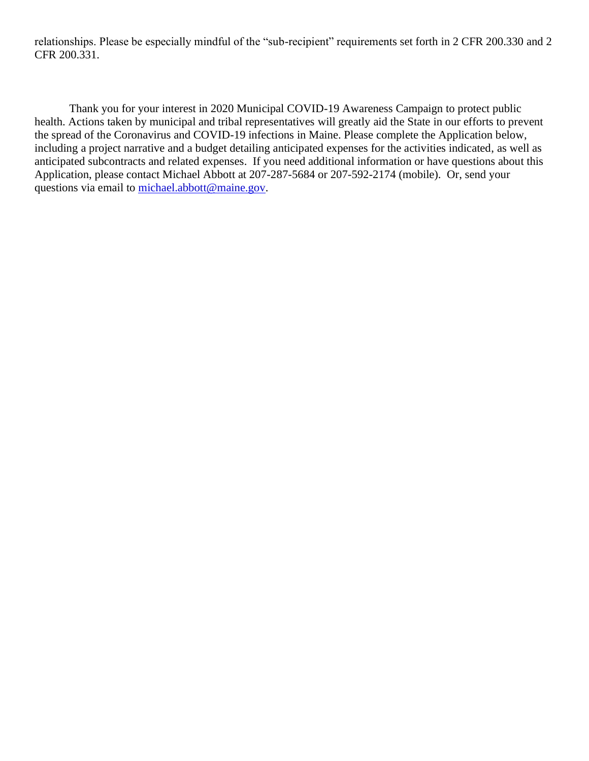relationships. Please be especially mindful of the "sub-recipient" requirements set forth in 2 CFR 200.330 and 2 CFR 200.331.

Thank you for your interest in 2020 Municipal COVID-19 Awareness Campaign to protect public health. Actions taken by municipal and tribal representatives will greatly aid the State in our efforts to prevent the spread of the Coronavirus and COVID-19 infections in Maine. Please complete the Application below, including a project narrative and a budget detailing anticipated expenses for the activities indicated, as well as anticipated subcontracts and related expenses. If you need additional information or have questions about this Application, please contact Michael Abbott at 207-287-5684 or 207-592-2174 (mobile). Or, send your questions via email to [michael.abbott@maine.gov](mailto:michael.abbott@maine.gov).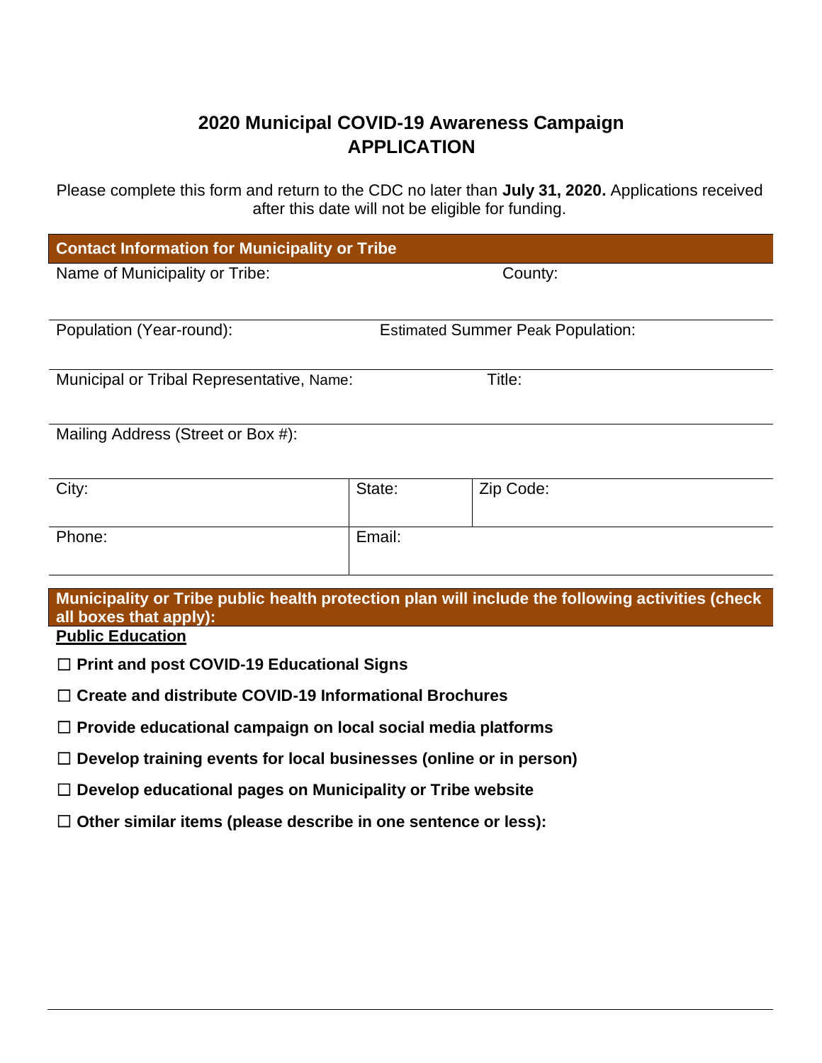# 2020 Municipal COVID-19 Awareness Campaign
# APPLICATION

Please complete this form and return to the CDC no later than **July 31, 2020.** Applications received after this date will not be eligible for funding.

| **Contact Information for Municipality or Tribe** | | |
|---|---|---|
| Name of Municipality or Tribe: | | County: |
| Population (Year-round): | | Estimated Summer Peak Population: |
| Municipal or Tribal Representative, Name: | | Title: |
| Mailing Address (Street or Box #): | | |
| City: | State: | Zip Code: |
| Phone: | Email: | |

**Municipality or Tribe public health protection plan will include the following activities (check all boxes that apply):**

**Public Education**

☐ **Print and post COVID-19 Educational Signs**

☐ **Create and distribute COVID-19 Informational Brochures**

☐ **Provide educational campaign on local social media platforms**

☐ **Develop training events for local businesses (online or in person)**

☐ **Develop educational pages on Municipality or Tribe website**

☐ **Other similar items (please describe in one sentence or less):**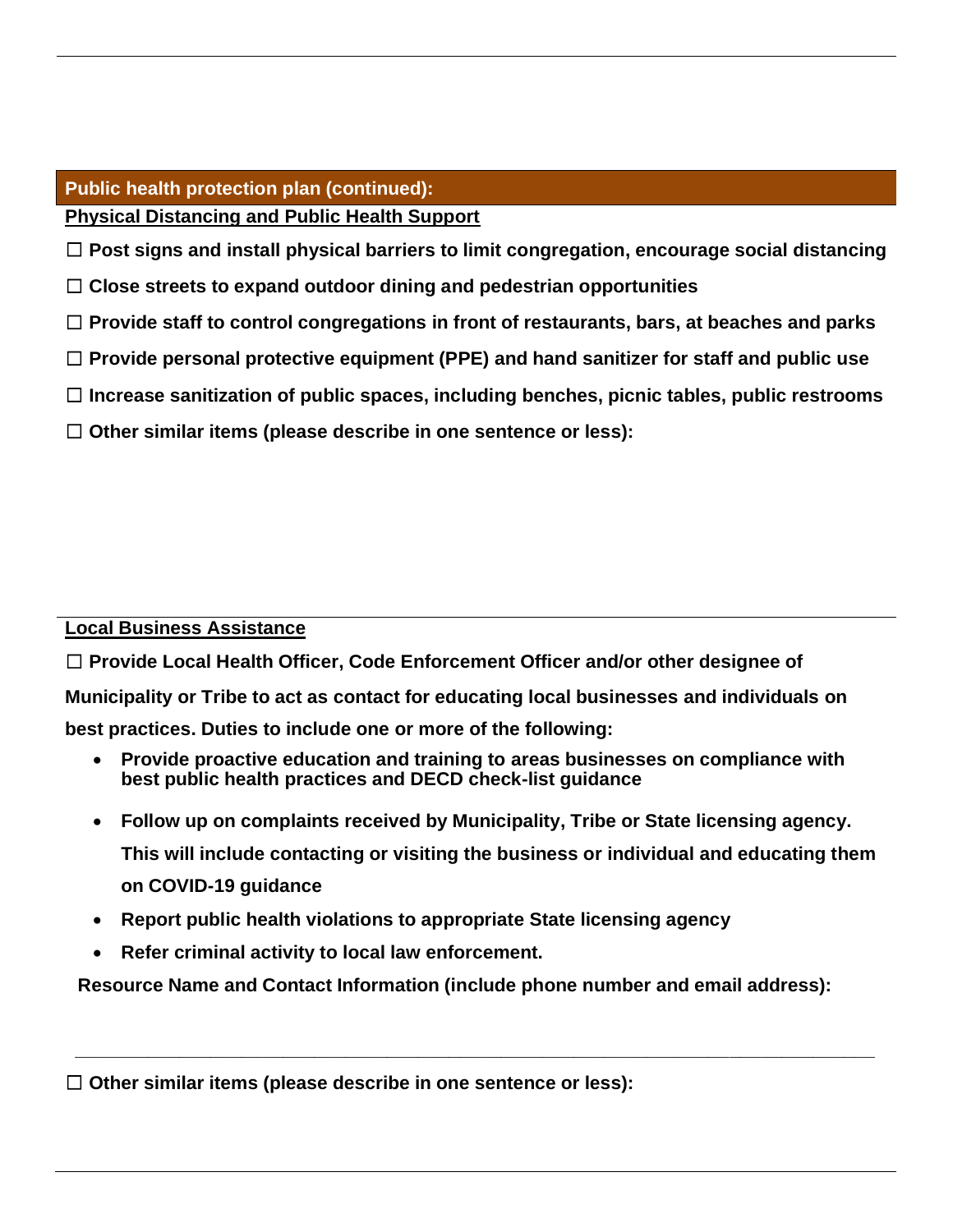## Public health protection plan (continued):

**Physical Distancing and Public Health Support**

☐ **Post signs and install physical barriers to limit congregation, encourage social distancing**

☐ **Close streets to expand outdoor dining and pedestrian opportunities**

☐ **Provide staff to control congregations in front of restaurants, bars, at beaches and parks**

☐ **Provide personal protective equipment (PPE) and hand sanitizer for staff and public use**

☐ **Increase sanitization of public spaces, including benches, picnic tables, public restrooms**

☐ **Other similar items (please describe in one sentence or less):**

**Local Business Assistance**

☐ **Provide Local Health Officer, Code Enforcement Officer and/or other designee of Municipality or Tribe to act as contact for educating local businesses and individuals on best practices. Duties to include one or more of the following:**

- **Provide proactive education and training to areas businesses on compliance with best public health practices and DECD check-list guidance**
- **Follow up on complaints received by Municipality, Tribe or State licensing agency. This will include contacting or visiting the business or individual and educating them on COVID-19 guidance**
- **Report public health violations to appropriate State licensing agency**
- **Refer criminal activity to local law enforcement.**

**Resource Name and Contact Information (include phone number and email address):**

_______________________________________________________________

☐ **Other similar items (please describe in one sentence or less):**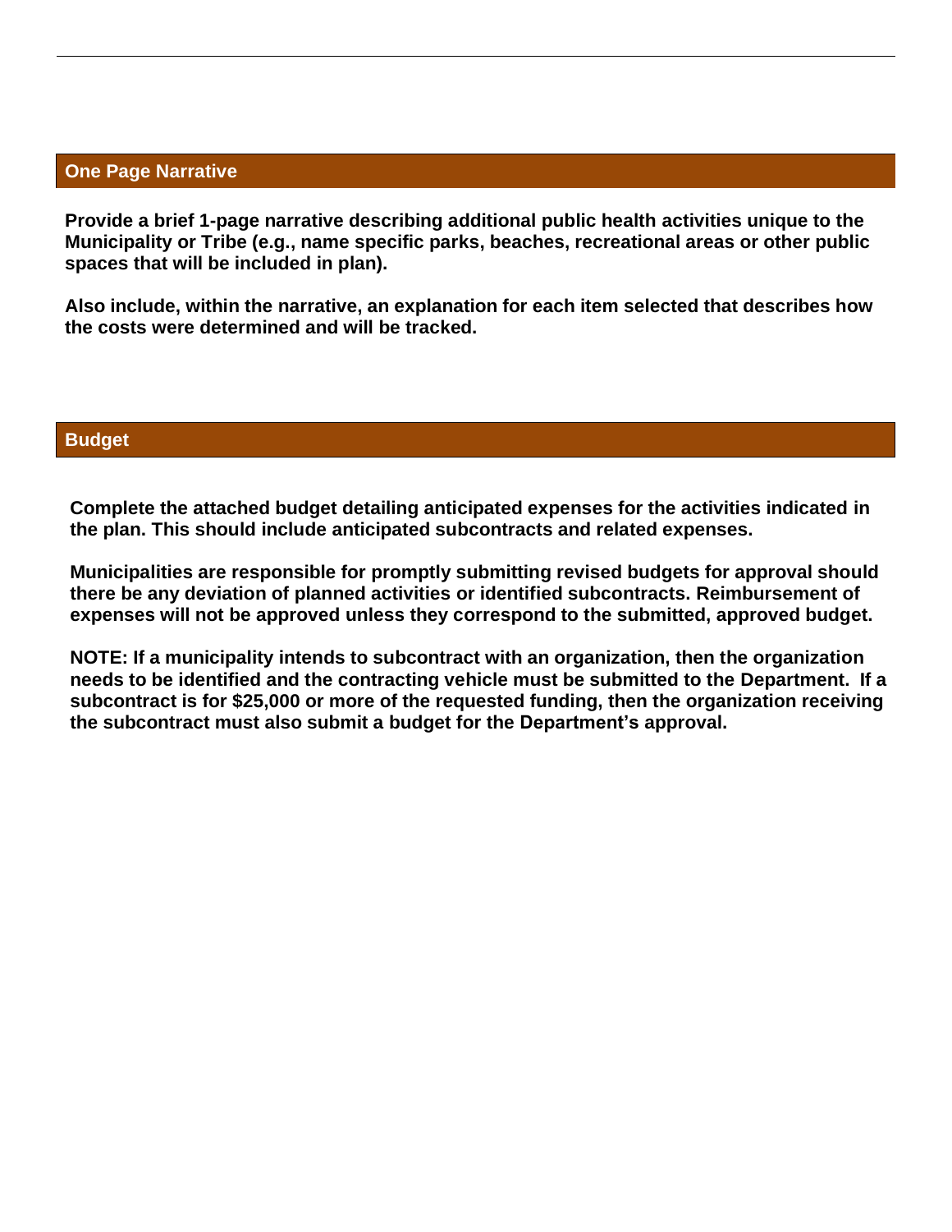## One Page Narrative

**Provide a brief 1-page narrative describing additional public health activities unique to the Municipality or Tribe (e.g., name specific parks, beaches, recreational areas or other public spaces that will be included in plan).**

**Also include, within the narrative, an explanation for each item selected that describes how the costs were determined and will be tracked.**

## Budget

**Complete the attached budget detailing anticipated expenses for the activities indicated in the plan. This should include anticipated subcontracts and related expenses.**

**Municipalities are responsible for promptly submitting revised budgets for approval should there be any deviation of planned activities or identified subcontracts. Reimbursement of expenses will not be approved unless they correspond to the submitted, approved budget.**

**NOTE: If a municipality intends to subcontract with an organization, then the organization needs to be identified and the contracting vehicle must be submitted to the Department. If a subcontract is for $25,000 or more of the requested funding, then the organization receiving the subcontract must also submit a budget for the Department's approval.**